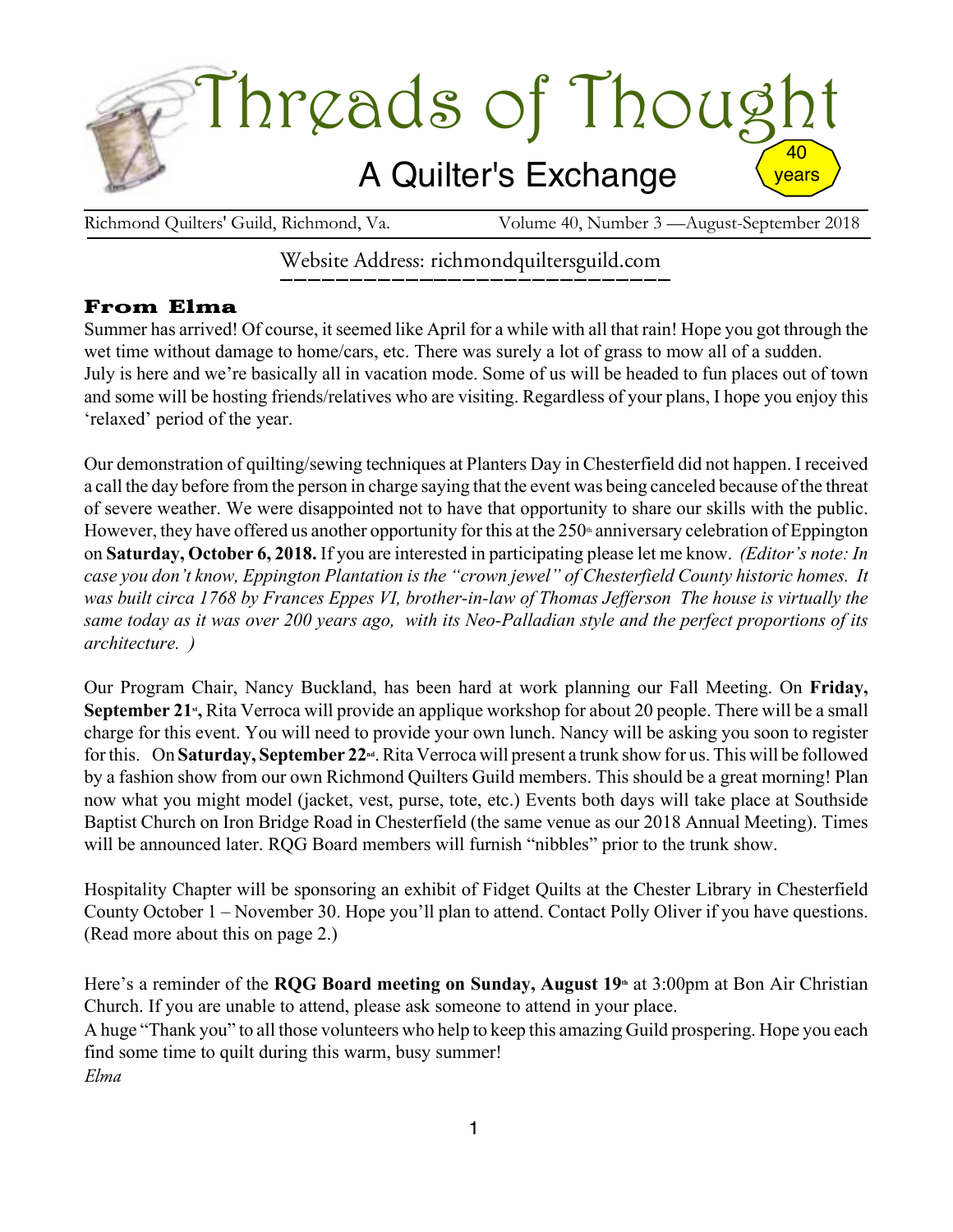# Threads of Thought

## A Quilter's Exchange

40 years

Richmond Quilters' Guild, Richmond, Va. — Volume 40, Number 3 —August-September 2018

Website Address: richmondquiltersguild.com

### From Elma

Summer has arrived! Of course, it seemed like April for a while with all that rain! Hope you got through the wet time without damage to home/cars, etc. There was surely a lot of grass to mow all of a sudden.
July is here and we're basically all in vacation mode. Some of us will be headed to fun places out of town and some will be hosting friends/relatives who are visiting. Regardless of your plans, I hope you enjoy this 'relaxed' period of the year.

Our demonstration of quilting/sewing techniques at Planters Day in Chesterfield did not happen. I received a call the day before from the person in charge saying that the event was being canceled because of the threat of severe weather. We were disappointed not to have that opportunity to share our skills with the public. However, they have offered us another opportunity for this at the 250th anniversary celebration of Eppington on **Saturday, October 6, 2018.** If you are interested in participating please let me know. *(Editor's note: In case you don't know, Eppington Plantation is the "crown jewel" of Chesterfield County historic homes. It was built circa 1768 by Frances Eppes VI, brother-in-law of Thomas Jefferson The house is virtually the same today as it was over 200 years ago, with its Neo-Palladian style and the perfect proportions of its architecture. )*

Our Program Chair, Nancy Buckland, has been hard at work planning our Fall Meeting. On **Friday, September 21st,** Rita Verroca will provide an applique workshop for about 20 people. There will be a small charge for this event. You will need to provide your own lunch. Nancy will be asking you soon to register for this. On **Saturday, September 22nd**. Rita Verroca will present a trunk show for us. This will be followed by a fashion show from our own Richmond Quilters Guild members. This should be a great morning! Plan now what you might model (jacket, vest, purse, tote, etc.) Events both days will take place at Southside Baptist Church on Iron Bridge Road in Chesterfield (the same venue as our 2018 Annual Meeting). Times will be announced later. RQG Board members will furnish "nibbles" prior to the trunk show.

Hospitality Chapter will be sponsoring an exhibit of Fidget Quilts at the Chester Library in Chesterfield County October 1 – November 30. Hope you'll plan to attend. Contact Polly Oliver if you have questions. (Read more about this on page 2.)

Here's a reminder of the **RQG Board meeting on Sunday, August 19th** at 3:00pm at Bon Air Christian Church. If you are unable to attend, please ask someone to attend in your place.
A huge "Thank you" to all those volunteers who help to keep this amazing Guild prospering. Hope you each find some time to quilt during this warm, busy summer!
*Elma*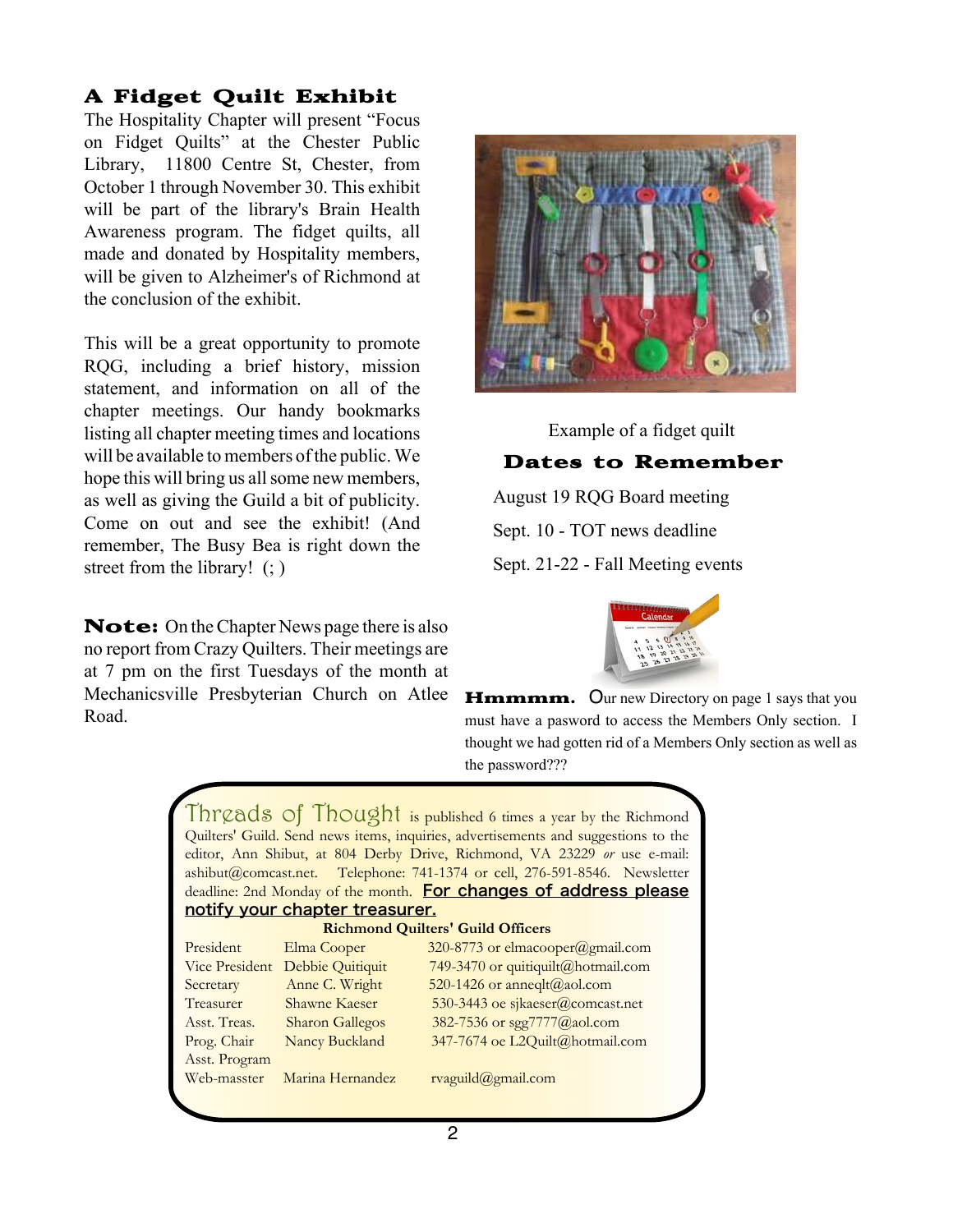## A Fidget Quilt Exhibit

The Hospitality Chapter will present "Focus on Fidget Quilts" at the Chester Public Library, 11800 Centre St, Chester, from October 1 through November 30. This exhibit will be part of the library's Brain Health Awareness program. The fidget quilts, all made and donated by Hospitality members, will be given to Alzheimer's of Richmond at the conclusion of the exhibit.

This will be a great opportunity to promote RQG, including a brief history, mission statement, and information on all of the chapter meetings. Our handy bookmarks listing all chapter meeting times and locations will be available to members of the public. We hope this will bring us all some new members, as well as giving the Guild a bit of publicity. Come on out and see the exhibit! (And remember, The Busy Bea is right down the street from the library! (; )

**Note:** On the Chapter News page there is also no report from Crazy Quilters. Their meetings are at 7 pm on the first Tuesdays of the month at Mechanicsville Presbyterian Church on Atlee Road.

Example of a fidget quilt

## Dates to Remember

August 19 RQG Board meeting

Sept. 10 - TOT news deadline

Sept. 21-22 - Fall Meeting events

**Hmmmm.** Our new Directory on page 1 says that you must have a pasword to access the Members Only section. I thought we had gotten rid of a Members Only section as well as the password???

---

Threads of Thought is published 6 times a year by the Richmond Quilters' Guild. Send news items, inquiries, advertisements and suggestions to the editor, Ann Shibut, at 804 Derby Drive, Richmond, VA 23229 *or* use e-mail: ashibut@comcast.net. Telephone: 741-1374 or cell, 276-591-8546. Newsletter deadline: 2nd Monday of the month. **For changes of address please notify your chapter treasurer.**

**Richmond Quilters' Guild Officers**

| | | |
|---|---|---|
| President | Elma Cooper | 320-8773 or elmacooper@gmail.com |
| Vice President | Debbie Quitiquit | 749-3470 or quitiquilt@hotmail.com |
| Secretary | Anne C. Wright | 520-1426 or anneqlt@aol.com |
| Treasurer | Shawne Kaeser | 530-3443 oe sjkaeser@comcast.net |
| Asst. Treas. | Sharon Gallegos | 382-7536 or sgg7777@aol.com |
| Prog. Chair | Nancy Buckland | 347-7674 oe L2Quilt@hotmail.com |
| Asst. Program | | |
| Web-masster | Marina Hernandez | rvaguild@gmail.com |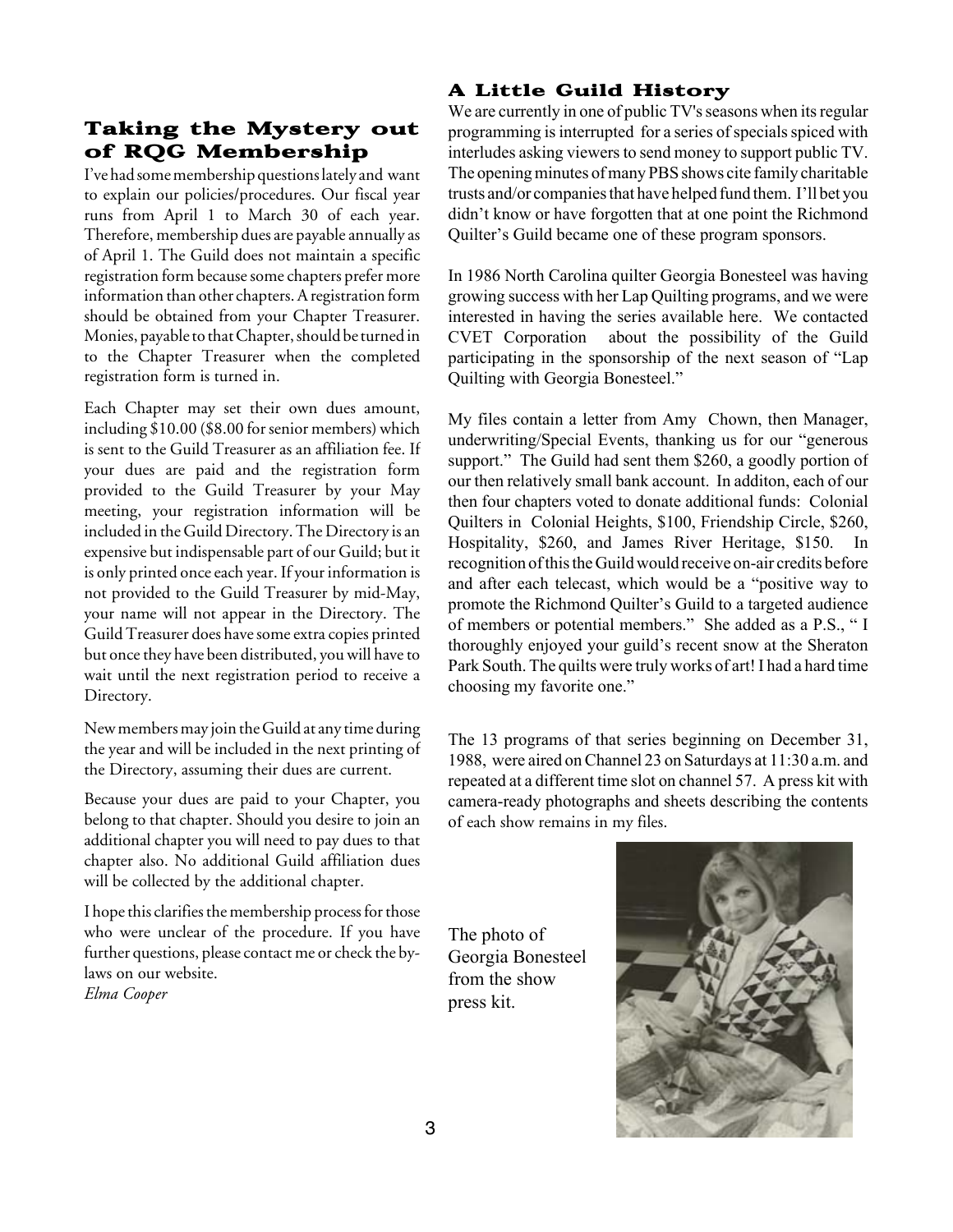## Taking the Mystery out of RQG Membership

I've had some membership questions lately and want to explain our policies/procedures. Our fiscal year runs from April 1 to March 30 of each year. Therefore, membership dues are payable annually as of April 1. The Guild does not maintain a specific registration form because some chapters prefer more information than other chapters. A registration form should be obtained from your Chapter Treasurer. Monies, payable to that Chapter, should be turned in to the Chapter Treasurer when the completed registration form is turned in.

Each Chapter may set their own dues amount, including $10.00 ($8.00 for senior members) which is sent to the Guild Treasurer as an affiliation fee. If your dues are paid and the registration form provided to the Guild Treasurer by your May meeting, your registration information will be included in the Guild Directory. The Directory is an expensive but indispensable part of our Guild; but it is only printed once each year. If your information is not provided to the Guild Treasurer by mid-May, your name will not appear in the Directory. The Guild Treasurer does have some extra copies printed but once they have been distributed, you will have to wait until the next registration period to receive a Directory.

New members may join the Guild at any time during the year and will be included in the next printing of the Directory, assuming their dues are current.

Because your dues are paid to your Chapter, you belong to that chapter. Should you desire to join an additional chapter you will need to pay dues to that chapter also. No additional Guild affiliation dues will be collected by the additional chapter.

I hope this clarifies the membership process for those who were unclear of the procedure. If you have further questions, please contact me or check the by-laws on our website.
*Elma Cooper*

## A Little Guild History

We are currently in one of public TV's seasons when its regular programming is interrupted for a series of specials spiced with interludes asking viewers to send money to support public TV. The opening minutes of many PBS shows cite family charitable trusts and/or companies that have helped fund them. I'll bet you didn't know or have forgotten that at one point the Richmond Quilter's Guild became one of these program sponsors.

In 1986 North Carolina quilter Georgia Bonesteel was having growing success with her Lap Quilting programs, and we were interested in having the series available here. We contacted CVET Corporation about the possibility of the Guild participating in the sponsorship of the next season of "Lap Quilting with Georgia Bonesteel."

My files contain a letter from Amy Chown, then Manager, underwriting/Special Events, thanking us for our "generous support." The Guild had sent them $260, a goodly portion of our then relatively small bank account. In additon, each of our then four chapters voted to donate additional funds: Colonial Quilters in Colonial Heights, $100, Friendship Circle, $260, Hospitality, $260, and James River Heritage, $150. In recognition of this the Guild would receive on-air credits before and after each telecast, which would be a "positive way to promote the Richmond Quilter's Guild to a targeted audience of members or potential members." She added as a P.S., " I thoroughly enjoyed your guild's recent snow at the Sheraton Park South. The quilts were truly works of art! I had a hard time choosing my favorite one."

The 13 programs of that series beginning on December 31, 1988, were aired on Channel 23 on Saturdays at 11:30 a.m. and repeated at a different time slot on channel 57. A press kit with camera-ready photographs and sheets describing the contents of each show remains in my files.

The photo of Georgia Bonesteel from the show press kit.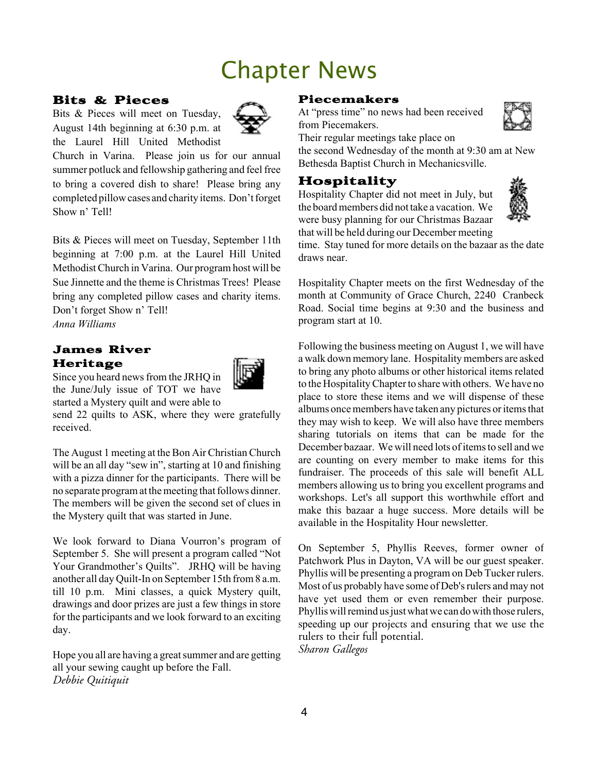# Chapter News

## Bits & Pieces

Bits & Pieces will meet on Tuesday, August 14th beginning at 6:30 p.m. at the Laurel Hill United Methodist Church in Varina. Please join us for our annual summer potluck and fellowship gathering and feel free to bring a covered dish to share! Please bring any completed pillow cases and charity items. Don't forget Show n' Tell!

Bits & Pieces will meet on Tuesday, September 11th beginning at 7:00 p.m. at the Laurel Hill United Methodist Church in Varina. Our program host will be Sue Jinnette and the theme is Christmas Trees! Please bring any completed pillow cases and charity items. Don't forget Show n' Tell!

*Anna Williams*

## James River Heritage

Since you heard news from the JRHQ in the June/July issue of TOT we have started a Mystery quilt and were able to send 22 quilts to ASK, where they were gratefully received.

The August 1 meeting at the Bon Air Christian Church will be an all day "sew in", starting at 10 and finishing with a pizza dinner for the participants. There will be no separate program at the meeting that follows dinner. The members will be given the second set of clues in the Mystery quilt that was started in June.

We look forward to Diana Vourron's program of September 5. She will present a program called "Not Your Grandmother's Quilts". JRHQ will be having another all day Quilt-In on September 15th from 8 a.m. till 10 p.m. Mini classes, a quick Mystery quilt, drawings and door prizes are just a few things in store for the participants and we look forward to an exciting day.

Hope you all are having a great summer and are getting all your sewing caught up before the Fall.

*Debbie Quitiquit*

## Piecemakers

At "press time" no news had been received from Piecemakers.

Their regular meetings take place on the second Wednesday of the month at 9:30 am at New Bethesda Baptist Church in Mechanicsville.

## Hospitality

Hospitality Chapter did not meet in July, but the board members did not take a vacation. We were busy planning for our Christmas Bazaar that will be held during our December meeting time. Stay tuned for more details on the bazaar as the date draws near.

Hospitality Chapter meets on the first Wednesday of the month at Community of Grace Church, 2240 Cranbeck Road. Social time begins at 9:30 and the business and program start at 10.

Following the business meeting on August 1, we will have a walk down memory lane. Hospitality members are asked to bring any photo albums or other historical items related to the Hospitality Chapter to share with others. We have no place to store these items and we will dispense of these albums once members have taken any pictures or items that they may wish to keep. We will also have three members sharing tutorials on items that can be made for the December bazaar. We will need lots of items to sell and we are counting on every member to make items for this fundraiser. The proceeds of this sale will benefit ALL members allowing us to bring you excellent programs and workshops. Let's all support this worthwhile effort and make this bazaar a huge success. More details will be available in the Hospitality Hour newsletter.

On September 5, Phyllis Reeves, former owner of Patchwork Plus in Dayton, VA will be our guest speaker. Phyllis will be presenting a program on Deb Tucker rulers. Most of us probably have some of Deb's rulers and may not have yet used them or even remember their purpose. Phyllis will remind us just what we can do with those rulers, speeding up our projects and ensuring that we use the rulers to their full potential.

*Sharon Gallegos*